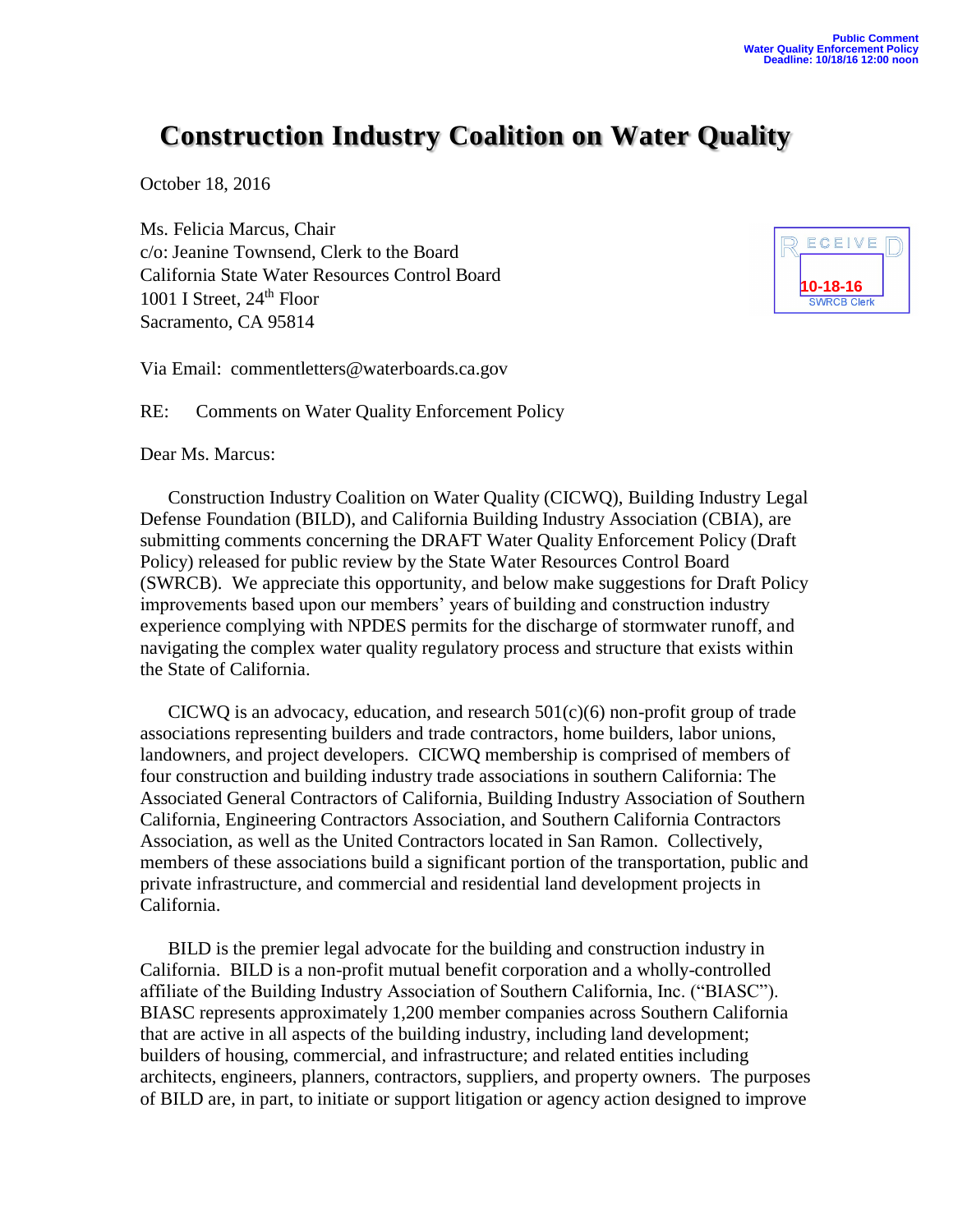Public Comment
Water Quality Enforcement Policy
Deadline: 10/18/16 12:00 noon

# Construction Industry Coalition on Water Quality

October 18, 2016

Ms. Felicia Marcus, Chair
c/o: Jeanine Townsend, Clerk to the Board
California State Water Resources Control Board
1001 I Street, 24th Floor
Sacramento, CA 95814

RECEIVED
10-18-16
SWRCB Clerk

Via Email: commentletters@waterboards.ca.gov

RE: Comments on Water Quality Enforcement Policy

Dear Ms. Marcus:

Construction Industry Coalition on Water Quality (CICWQ), Building Industry Legal Defense Foundation (BILD), and California Building Industry Association (CBIA), are submitting comments concerning the DRAFT Water Quality Enforcement Policy (Draft Policy) released for public review by the State Water Resources Control Board (SWRCB). We appreciate this opportunity, and below make suggestions for Draft Policy improvements based upon our members' years of building and construction industry experience complying with NPDES permits for the discharge of stormwater runoff, and navigating the complex water quality regulatory process and structure that exists within the State of California.

CICWQ is an advocacy, education, and research 501(c)(6) non-profit group of trade associations representing builders and trade contractors, home builders, labor unions, landowners, and project developers. CICWQ membership is comprised of members of four construction and building industry trade associations in southern California: The Associated General Contractors of California, Building Industry Association of Southern California, Engineering Contractors Association, and Southern California Contractors Association, as well as the United Contractors located in San Ramon. Collectively, members of these associations build a significant portion of the transportation, public and private infrastructure, and commercial and residential land development projects in California.

BILD is the premier legal advocate for the building and construction industry in California. BILD is a non-profit mutual benefit corporation and a wholly-controlled affiliate of the Building Industry Association of Southern California, Inc. ("BIASC"). BIASC represents approximately 1,200 member companies across Southern California that are active in all aspects of the building industry, including land development; builders of housing, commercial, and infrastructure; and related entities including architects, engineers, planners, contractors, suppliers, and property owners. The purposes of BILD are, in part, to initiate or support litigation or agency action designed to improve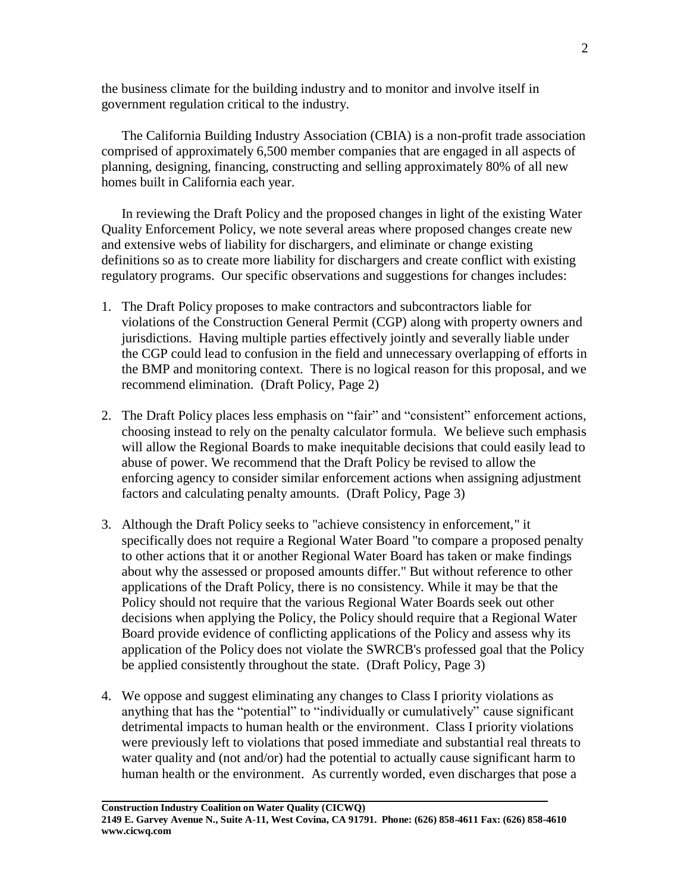the business climate for the building industry and to monitor and involve itself in government regulation critical to the industry.

The California Building Industry Association (CBIA) is a non-profit trade association comprised of approximately 6,500 member companies that are engaged in all aspects of planning, designing, financing, constructing and selling approximately 80% of all new homes built in California each year.

In reviewing the Draft Policy and the proposed changes in light of the existing Water Quality Enforcement Policy, we note several areas where proposed changes create new and extensive webs of liability for dischargers, and eliminate or change existing definitions so as to create more liability for dischargers and create conflict with existing regulatory programs. Our specific observations and suggestions for changes includes:

1. The Draft Policy proposes to make contractors and subcontractors liable for violations of the Construction General Permit (CGP) along with property owners and jurisdictions. Having multiple parties effectively jointly and severally liable under the CGP could lead to confusion in the field and unnecessary overlapping of efforts in the BMP and monitoring context. There is no logical reason for this proposal, and we recommend elimination. (Draft Policy, Page 2)

2. The Draft Policy places less emphasis on "fair" and "consistent" enforcement actions, choosing instead to rely on the penalty calculator formula. We believe such emphasis will allow the Regional Boards to make inequitable decisions that could easily lead to abuse of power. We recommend that the Draft Policy be revised to allow the enforcing agency to consider similar enforcement actions when assigning adjustment factors and calculating penalty amounts. (Draft Policy, Page 3)

3. Although the Draft Policy seeks to "achieve consistency in enforcement," it specifically does not require a Regional Water Board "to compare a proposed penalty to other actions that it or another Regional Water Board has taken or make findings about why the assessed or proposed amounts differ." But without reference to other applications of the Draft Policy, there is no consistency. While it may be that the Policy should not require that the various Regional Water Boards seek out other decisions when applying the Policy, the Policy should require that a Regional Water Board provide evidence of conflicting applications of the Policy and assess why its application of the Policy does not violate the SWRCB's professed goal that the Policy be applied consistently throughout the state. (Draft Policy, Page 3)

4. We oppose and suggest eliminating any changes to Class I priority violations as anything that has the "potential" to "individually or cumulatively" cause significant detrimental impacts to human health or the environment. Class I priority violations were previously left to violations that posed immediate and substantial real threats to water quality and (not and/or) had the potential to actually cause significant harm to human health or the environment. As currently worded, even discharges that pose a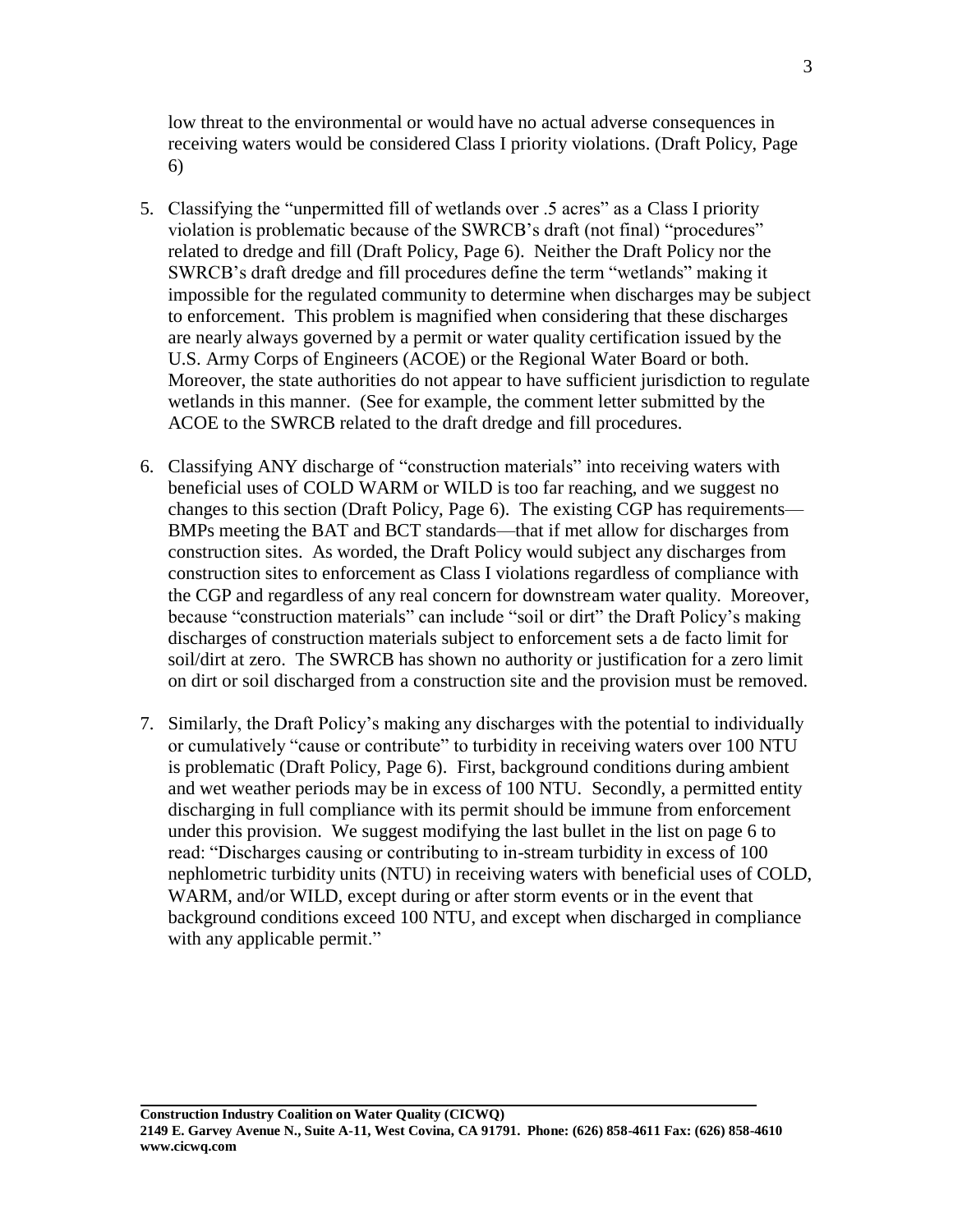low threat to the environmental or would have no actual adverse consequences in receiving waters would be considered Class I priority violations. (Draft Policy, Page 6)

5. Classifying the "unpermitted fill of wetlands over .5 acres" as a Class I priority violation is problematic because of the SWRCB's draft (not final) "procedures" related to dredge and fill (Draft Policy, Page 6). Neither the Draft Policy nor the SWRCB's draft dredge and fill procedures define the term "wetlands" making it impossible for the regulated community to determine when discharges may be subject to enforcement. This problem is magnified when considering that these discharges are nearly always governed by a permit or water quality certification issued by the U.S. Army Corps of Engineers (ACOE) or the Regional Water Board or both. Moreover, the state authorities do not appear to have sufficient jurisdiction to regulate wetlands in this manner. (See for example, the comment letter submitted by the ACOE to the SWRCB related to the draft dredge and fill procedures.

6. Classifying ANY discharge of "construction materials" into receiving waters with beneficial uses of COLD WARM or WILD is too far reaching, and we suggest no changes to this section (Draft Policy, Page 6). The existing CGP has requirements—BMPs meeting the BAT and BCT standards—that if met allow for discharges from construction sites. As worded, the Draft Policy would subject any discharges from construction sites to enforcement as Class I violations regardless of compliance with the CGP and regardless of any real concern for downstream water quality. Moreover, because "construction materials" can include "soil or dirt" the Draft Policy's making discharges of construction materials subject to enforcement sets a de facto limit for soil/dirt at zero. The SWRCB has shown no authority or justification for a zero limit on dirt or soil discharged from a construction site and the provision must be removed.

7. Similarly, the Draft Policy's making any discharges with the potential to individually or cumulatively "cause or contribute" to turbidity in receiving waters over 100 NTU is problematic (Draft Policy, Page 6). First, background conditions during ambient and wet weather periods may be in excess of 100 NTU. Secondly, a permitted entity discharging in full compliance with its permit should be immune from enforcement under this provision. We suggest modifying the last bullet in the list on page 6 to read: "Discharges causing or contributing to in-stream turbidity in excess of 100 nephlometric turbidity units (NTU) in receiving waters with beneficial uses of COLD, WARM, and/or WILD, except during or after storm events or in the event that background conditions exceed 100 NTU, and except when discharged in compliance with any applicable permit."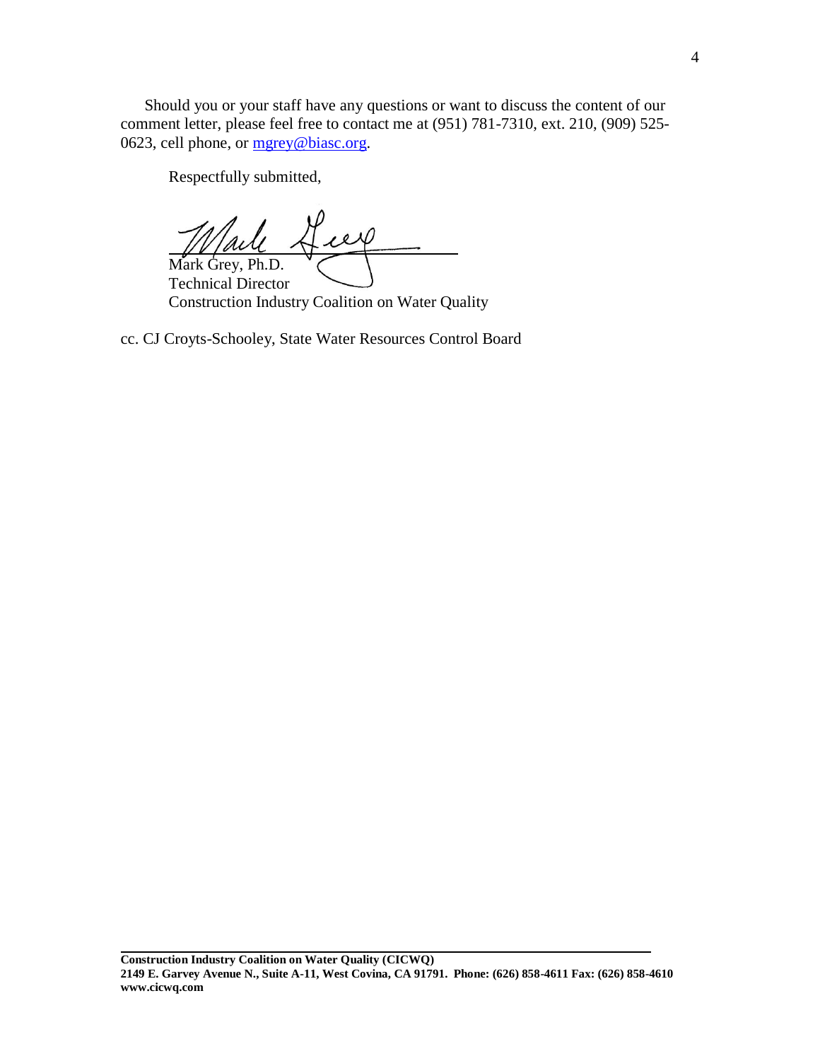Should you or your staff have any questions or want to discuss the content of our comment letter, please feel free to contact me at (951) 781-7310, ext. 210, (909) 525-0623, cell phone, or mgrey@biasc.org.

Respectfully submitted,

Mark Grey, Ph.D.
Technical Director
Construction Industry Coalition on Water Quality

cc. CJ Croyts-Schooley, State Water Resources Control Board

**Construction Industry Coalition on Water Quality (CICWQ)**
**2149 E. Garvey Avenue N., Suite A-11, West Covina, CA 91791. Phone: (626) 858-4611 Fax: (626) 858-4610**
**www.cicwq.com**